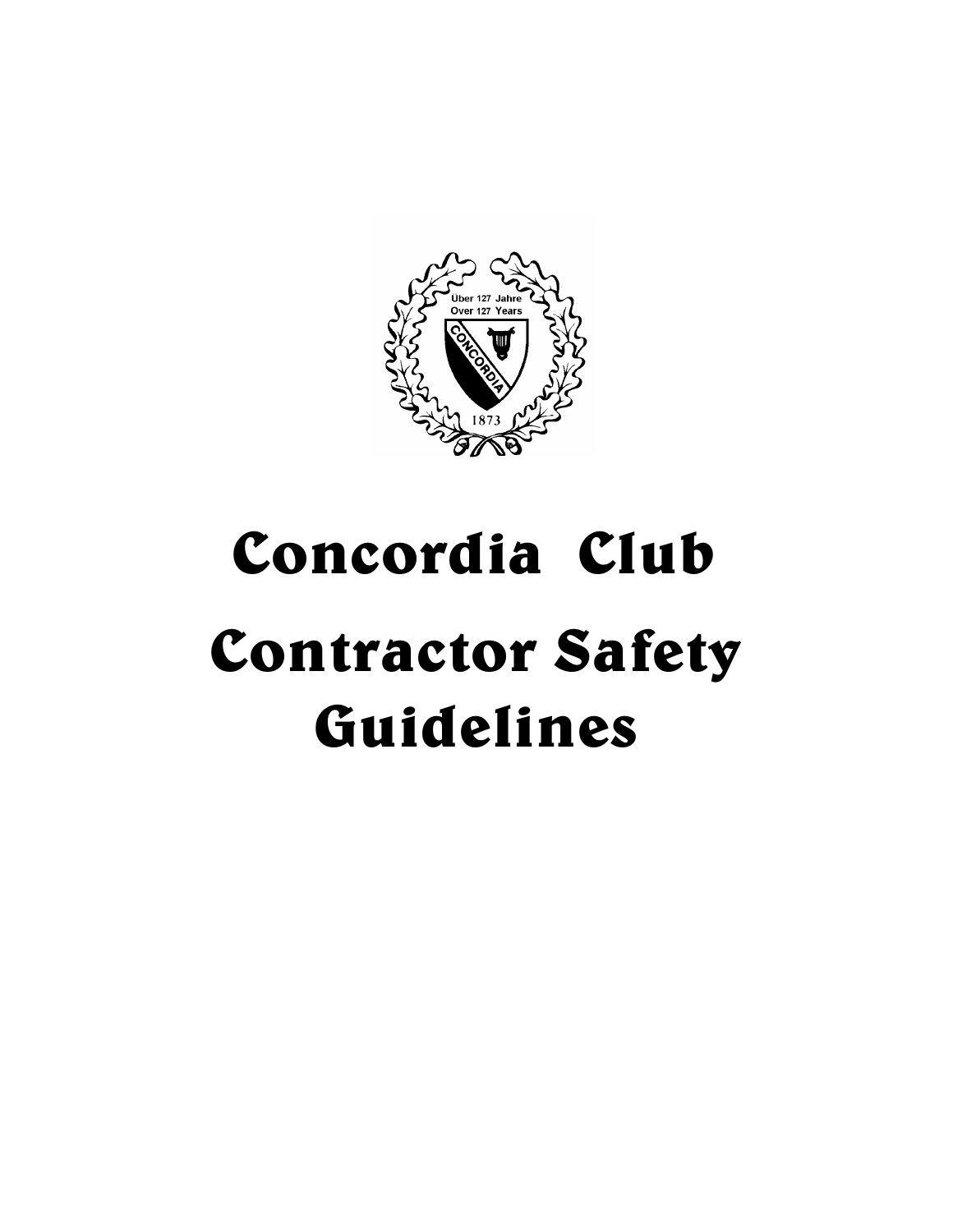Über 127 Jahre
Over 127 Years
CONCORDIA
1873

# Concordia Club

# Contractor Safety Guidelines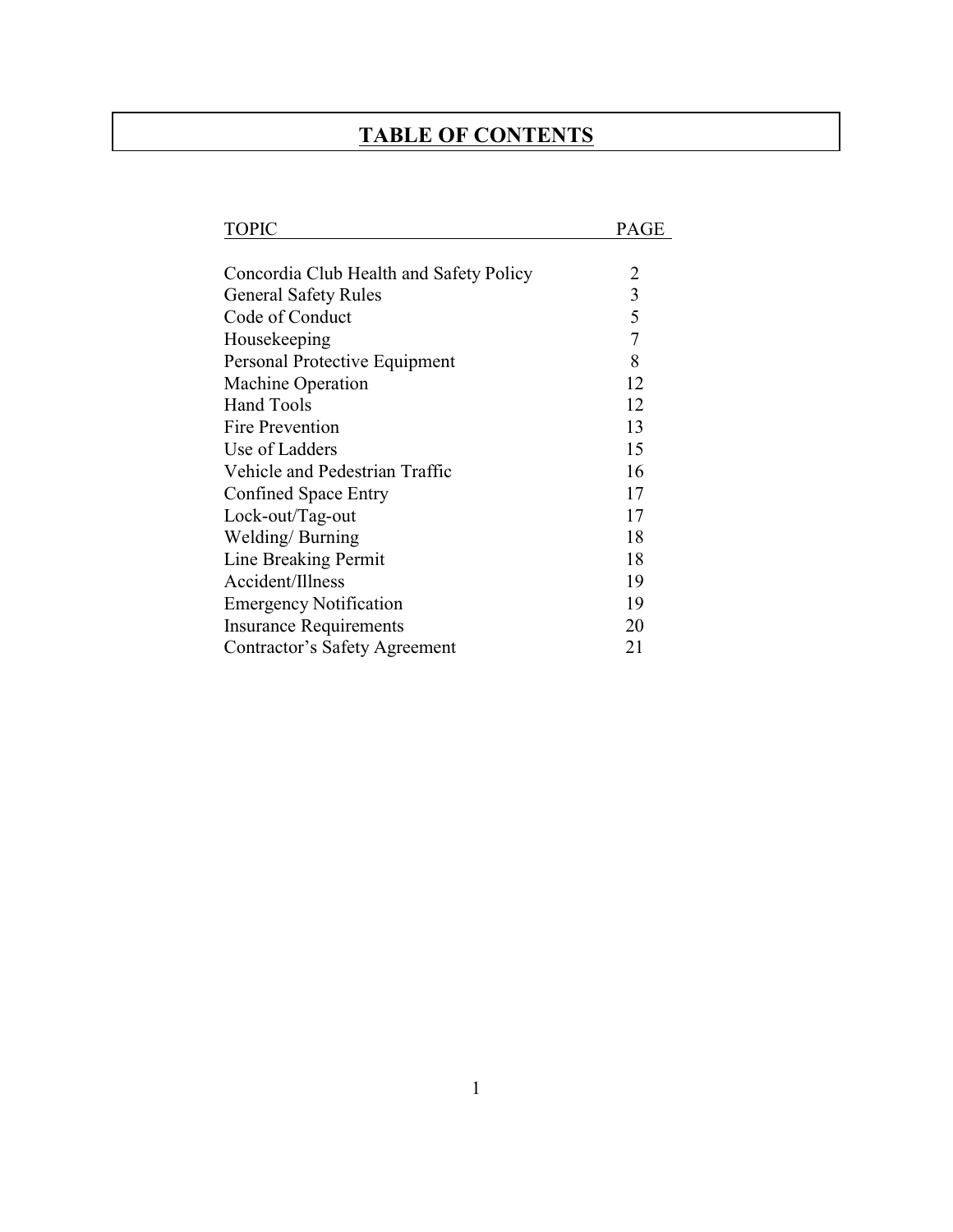# TABLE OF CONTENTS

| TOPIC | PAGE |
|---|---|
| Concordia Club Health and Safety Policy | 2 |
| General Safety Rules | 3 |
| Code of Conduct | 5 |
| Housekeeping | 7 |
| Personal Protective Equipment | 8 |
| Machine Operation | 12 |
| Hand Tools | 12 |
| Fire Prevention | 13 |
| Use of Ladders | 15 |
| Vehicle and Pedestrian Traffic | 16 |
| Confined Space Entry | 17 |
| Lock-out/Tag-out | 17 |
| Welding/ Burning | 18 |
| Line Breaking Permit | 18 |
| Accident/Illness | 19 |
| Emergency Notification | 19 |
| Insurance Requirements | 20 |
| Contractor's Safety Agreement | 21 |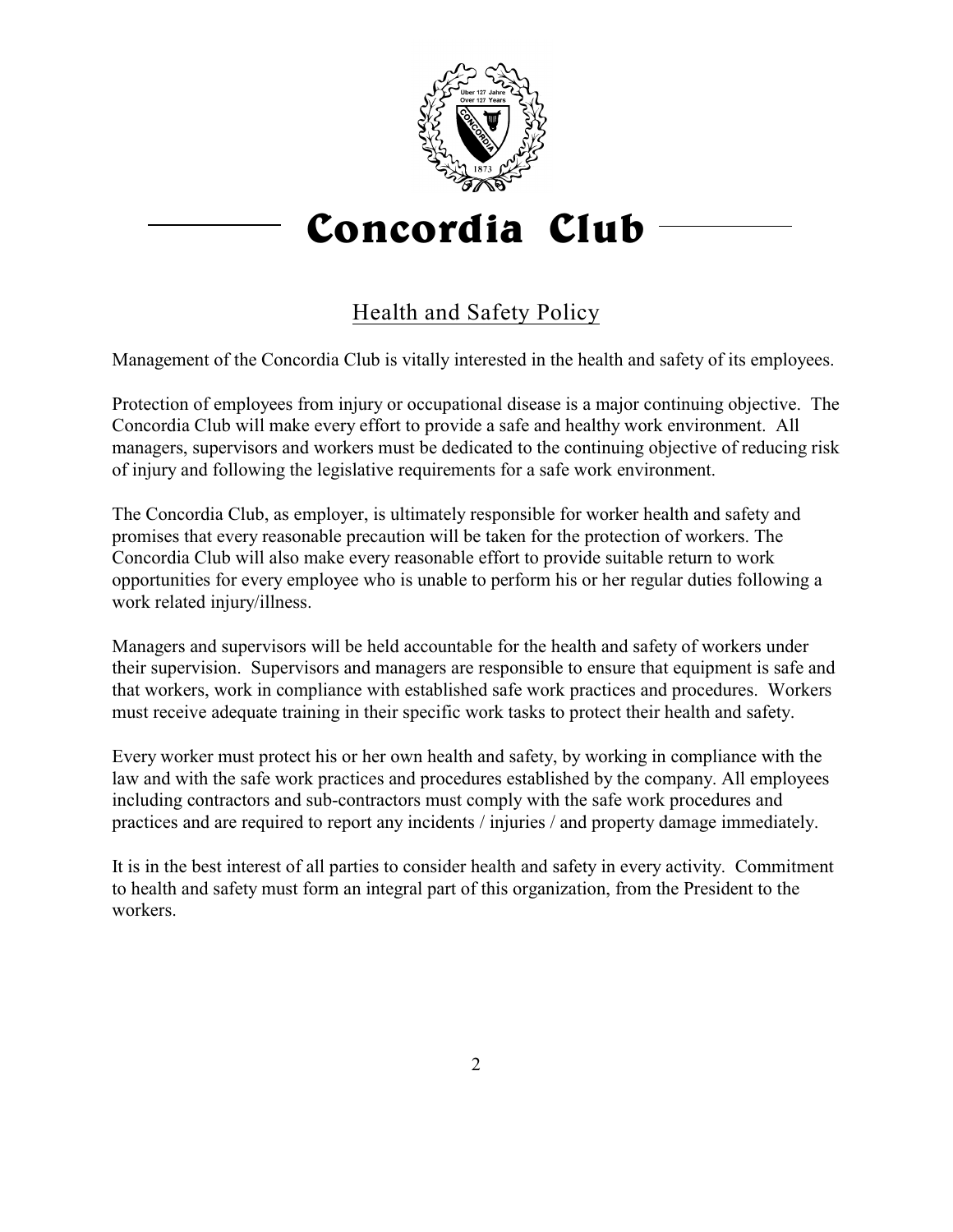# Concordia Club

## Health and Safety Policy

Management of the Concordia Club is vitally interested in the health and safety of its employees.

Protection of employees from injury or occupational disease is a major continuing objective. The Concordia Club will make every effort to provide a safe and healthy work environment. All managers, supervisors and workers must be dedicated to the continuing objective of reducing risk of injury and following the legislative requirements for a safe work environment.

The Concordia Club, as employer, is ultimately responsible for worker health and safety and promises that every reasonable precaution will be taken for the protection of workers. The Concordia Club will also make every reasonable effort to provide suitable return to work opportunities for every employee who is unable to perform his or her regular duties following a work related injury/illness.

Managers and supervisors will be held accountable for the health and safety of workers under their supervision. Supervisors and managers are responsible to ensure that equipment is safe and that workers, work in compliance with established safe work practices and procedures. Workers must receive adequate training in their specific work tasks to protect their health and safety.

Every worker must protect his or her own health and safety, by working in compliance with the law and with the safe work practices and procedures established by the company. All employees including contractors and sub-contractors must comply with the safe work procedures and practices and are required to report any incidents / injuries / and property damage immediately.

It is in the best interest of all parties to consider health and safety in every activity. Commitment to health and safety must form an integral part of this organization, from the President to the workers.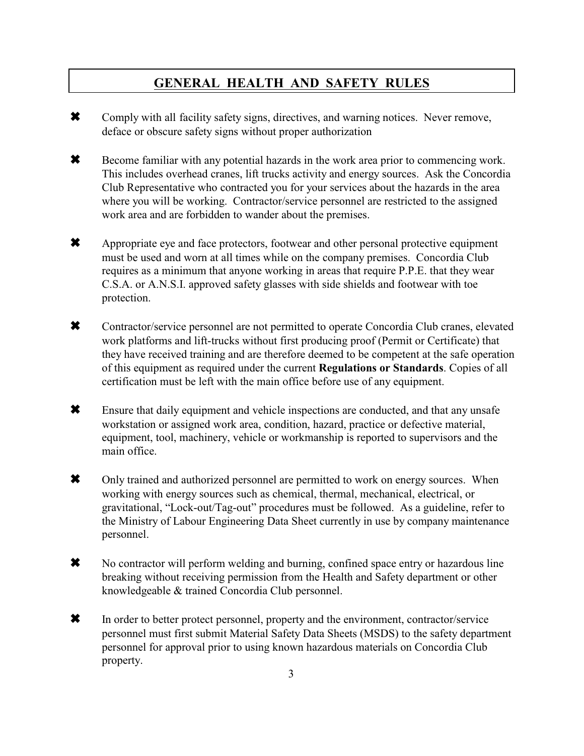# GENERAL HEALTH AND SAFETY RULES

- ✖ Comply with all facility safety signs, directives, and warning notices. Never remove, deface or obscure safety signs without proper authorization

- ✖ Become familiar with any potential hazards in the work area prior to commencing work. This includes overhead cranes, lift trucks activity and energy sources. Ask the Concordia Club Representative who contracted you for your services about the hazards in the area where you will be working. Contractor/service personnel are restricted to the assigned work area and are forbidden to wander about the premises.

- ✖ Appropriate eye and face protectors, footwear and other personal protective equipment must be used and worn at all times while on the company premises. Concordia Club requires as a minimum that anyone working in areas that require P.P.E. that they wear C.S.A. or A.N.S.I. approved safety glasses with side shields and footwear with toe protection.

- ✖ Contractor/service personnel are not permitted to operate Concordia Club cranes, elevated work platforms and lift-trucks without first producing proof (Permit or Certificate) that they have received training and are therefore deemed to be competent at the safe operation of this equipment as required under the current **Regulations or Standards**. Copies of all certification must be left with the main office before use of any equipment.

- ✖ Ensure that daily equipment and vehicle inspections are conducted, and that any unsafe workstation or assigned work area, condition, hazard, practice or defective material, equipment, tool, machinery, vehicle or workmanship is reported to supervisors and the main office.

- ✖ Only trained and authorized personnel are permitted to work on energy sources. When working with energy sources such as chemical, thermal, mechanical, electrical, or gravitational, "Lock-out/Tag-out" procedures must be followed. As a guideline, refer to the Ministry of Labour Engineering Data Sheet currently in use by company maintenance personnel.

- ✖ No contractor will perform welding and burning, confined space entry or hazardous line breaking without receiving permission from the Health and Safety department or other knowledgeable & trained Concordia Club personnel.

- ✖ In order to better protect personnel, property and the environment, contractor/service personnel must first submit Material Safety Data Sheets (MSDS) to the safety department personnel for approval prior to using known hazardous materials on Concordia Club property.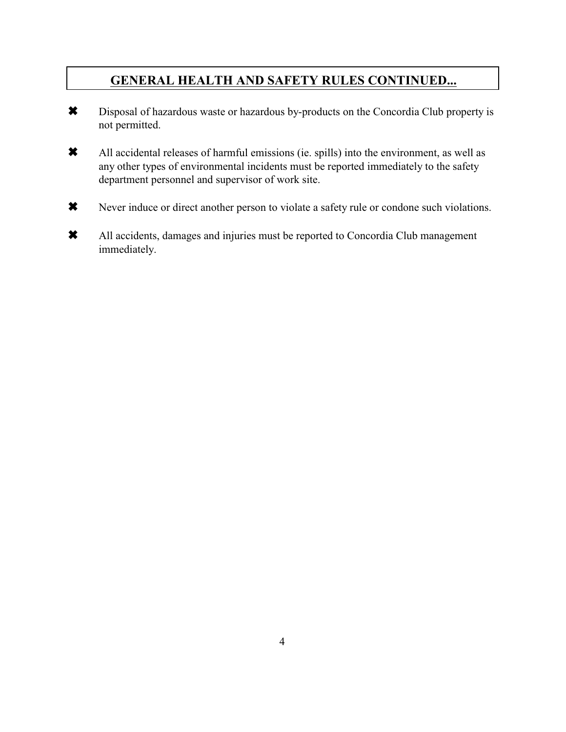## **GENERAL HEALTH AND SAFETY RULES CONTINUED...**

- ✖ Disposal of hazardous waste or hazardous by-products on the Concordia Club property is not permitted.
- ✖ All accidental releases of harmful emissions (ie. spills) into the environment, as well as any other types of environmental incidents must be reported immediately to the safety department personnel and supervisor of work site.
- ✖ Never induce or direct another person to violate a safety rule or condone such violations.
- ✖ All accidents, damages and injuries must be reported to Concordia Club management immediately.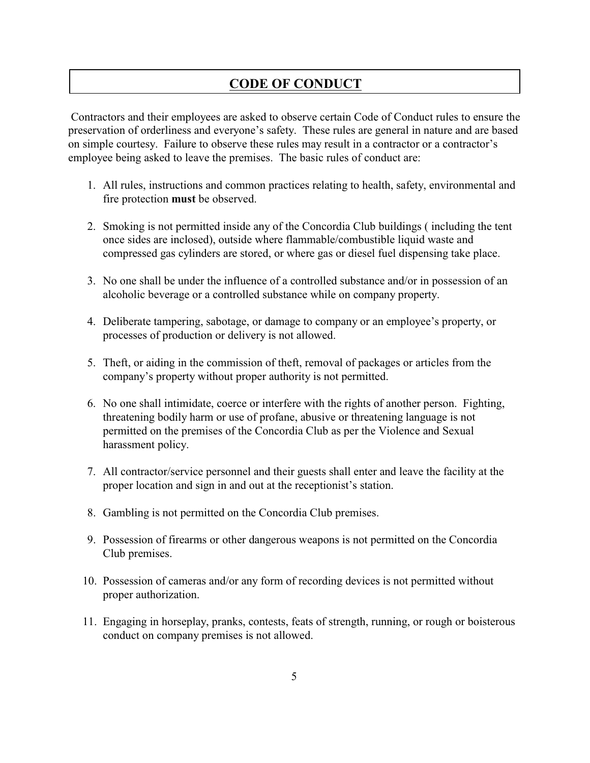## CODE OF CONDUCT

Contractors and their employees are asked to observe certain Code of Conduct rules to ensure the preservation of orderliness and everyone's safety. These rules are general in nature and are based on simple courtesy. Failure to observe these rules may result in a contractor or a contractor's employee being asked to leave the premises. The basic rules of conduct are:

1. All rules, instructions and common practices relating to health, safety, environmental and fire protection **must** be observed.
2. Smoking is not permitted inside any of the Concordia Club buildings ( including the tent once sides are inclosed), outside where flammable/combustible liquid waste and compressed gas cylinders are stored, or where gas or diesel fuel dispensing take place.
3. No one shall be under the influence of a controlled substance and/or in possession of an alcoholic beverage or a controlled substance while on company property.
4. Deliberate tampering, sabotage, or damage to company or an employee's property, or processes of production or delivery is not allowed.
5. Theft, or aiding in the commission of theft, removal of packages or articles from the company's property without proper authority is not permitted.
6. No one shall intimidate, coerce or interfere with the rights of another person. Fighting, threatening bodily harm or use of profane, abusive or threatening language is not permitted on the premises of the Concordia Club as per the Violence and Sexual harassment policy.
7. All contractor/service personnel and their guests shall enter and leave the facility at the proper location and sign in and out at the receptionist's station.
8. Gambling is not permitted on the Concordia Club premises.
9. Possession of firearms or other dangerous weapons is not permitted on the Concordia Club premises.
10. Possession of cameras and/or any form of recording devices is not permitted without proper authorization.
11. Engaging in horseplay, pranks, contests, feats of strength, running, or rough or boisterous conduct on company premises is not allowed.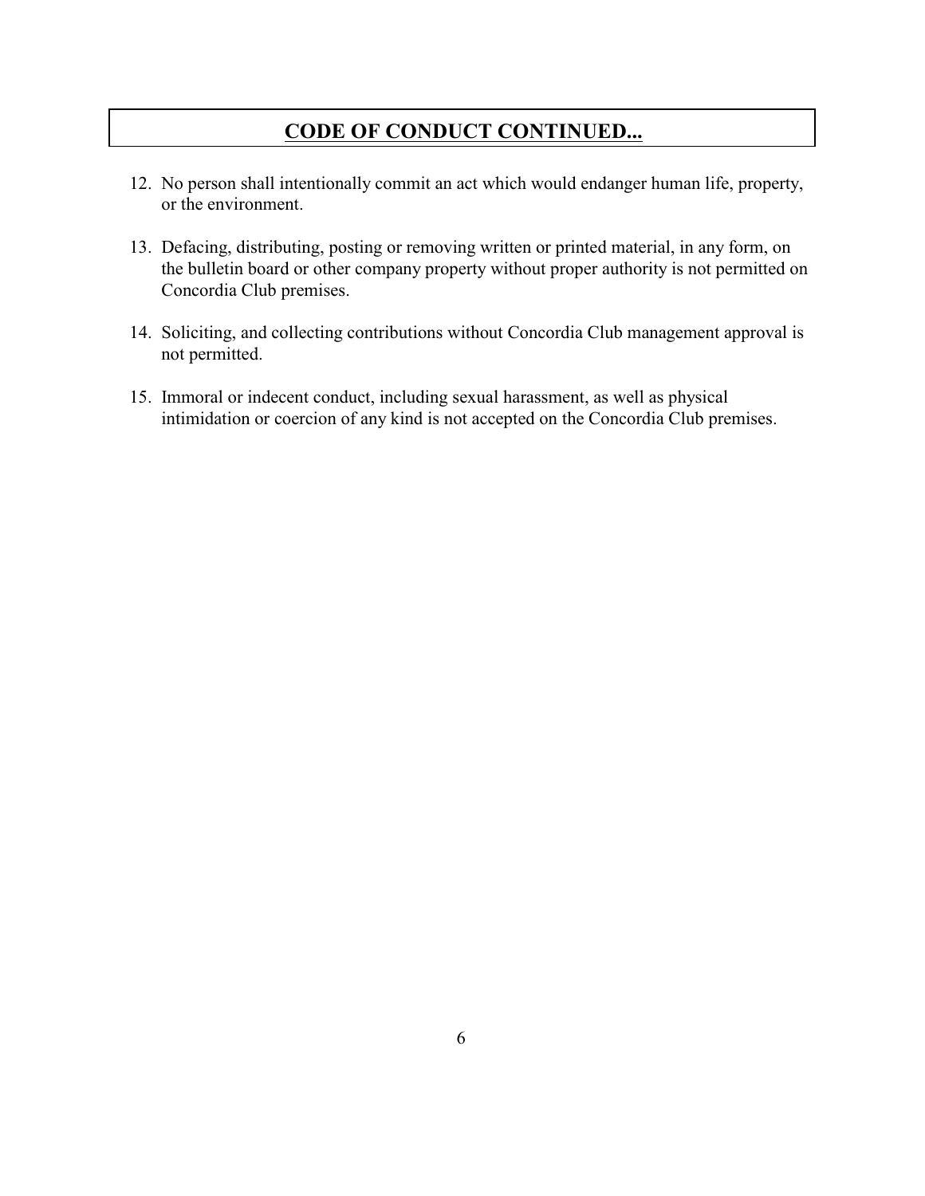## **CODE OF CONDUCT CONTINUED...**

12. No person shall intentionally commit an act which would endanger human life, property, or the environment.

13. Defacing, distributing, posting or removing written or printed material, in any form, on the bulletin board or other company property without proper authority is not permitted on Concordia Club premises.

14. Soliciting, and collecting contributions without Concordia Club management approval is not permitted.

15. Immoral or indecent conduct, including sexual harassment, as well as physical intimidation or coercion of any kind is not accepted on the Concordia Club premises.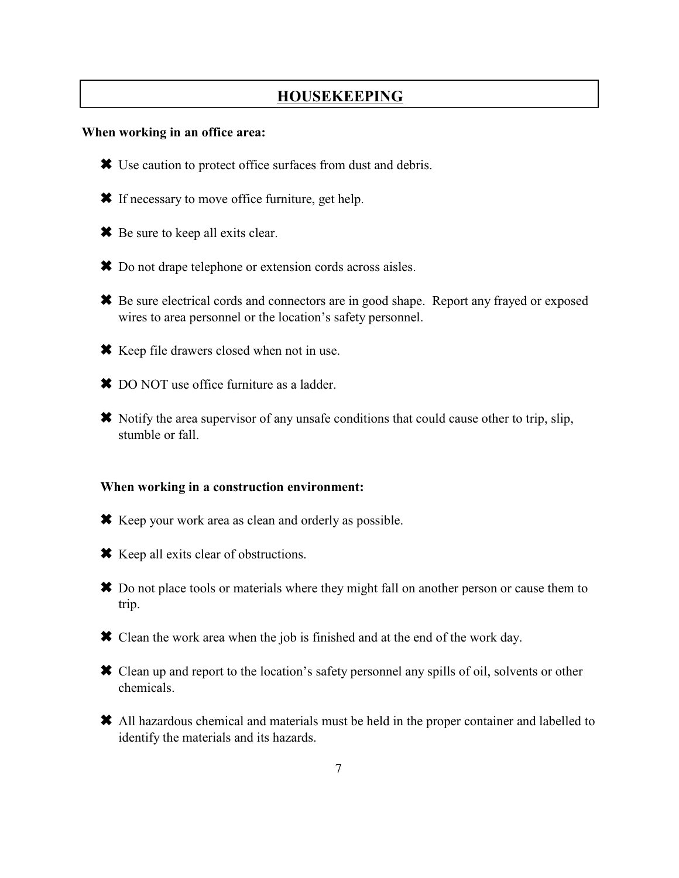## HOUSEKEEPING

**When working in an office area:**

- Use caution to protect office surfaces from dust and debris.
- If necessary to move office furniture, get help.
- Be sure to keep all exits clear.
- Do not drape telephone or extension cords across aisles.
- Be sure electrical cords and connectors are in good shape. Report any frayed or exposed wires to area personnel or the location's safety personnel.
- Keep file drawers closed when not in use.
- DO NOT use office furniture as a ladder.
- Notify the area supervisor of any unsafe conditions that could cause other to trip, slip, stumble or fall.

**When working in a construction environment:**

- Keep your work area as clean and orderly as possible.
- Keep all exits clear of obstructions.
- Do not place tools or materials where they might fall on another person or cause them to trip.
- Clean the work area when the job is finished and at the end of the work day.
- Clean up and report to the location's safety personnel any spills of oil, solvents or other chemicals.
- All hazardous chemical and materials must be held in the proper container and labelled to identify the materials and its hazards.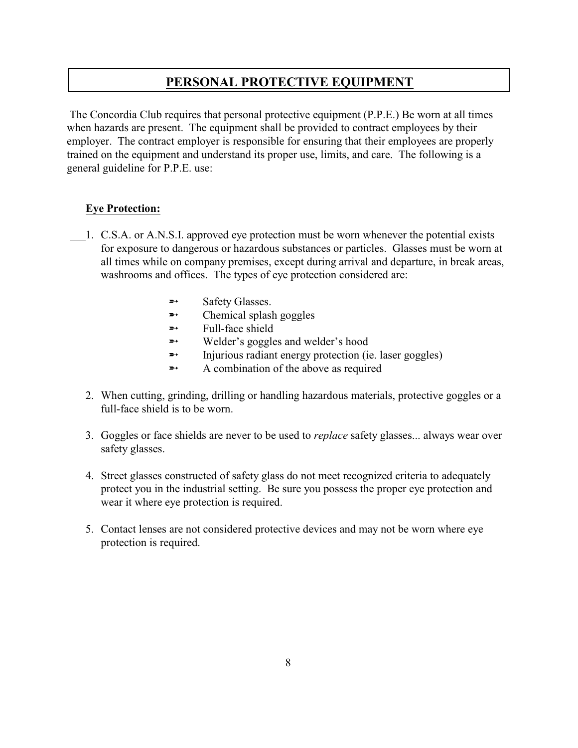# PERSONAL PROTECTIVE EQUIPMENT

The Concordia Club requires that personal protective equipment (P.P.E.) Be worn at all times when hazards are present. The equipment shall be provided to contract employees by their employer. The contract employer is responsible for ensuring that their employees are properly trained on the equipment and understand its proper use, limits, and care. The following is a general guideline for P.P.E. use:

**Eye Protection:**

1. C.S.A. or A.N.S.I. approved eye protection must be worn whenever the potential exists for exposure to dangerous or hazardous substances or particles. Glasses must be worn at all times while on company premises, except during arrival and departure, in break areas, washrooms and offices. The types of eye protection considered are:
   - Safety Glasses.
   - Chemical splash goggles
   - Full-face shield
   - Welder's goggles and welder's hood
   - Injurious radiant energy protection (ie. laser goggles)
   - A combination of the above as required

2. When cutting, grinding, drilling or handling hazardous materials, protective goggles or a full-face shield is to be worn.

3. Goggles or face shields are never to be used to *replace* safety glasses... always wear over safety glasses.

4. Street glasses constructed of safety glass do not meet recognized criteria to adequately protect you in the industrial setting. Be sure you possess the proper eye protection and wear it where eye protection is required.

5. Contact lenses are not considered protective devices and may not be worn where eye protection is required.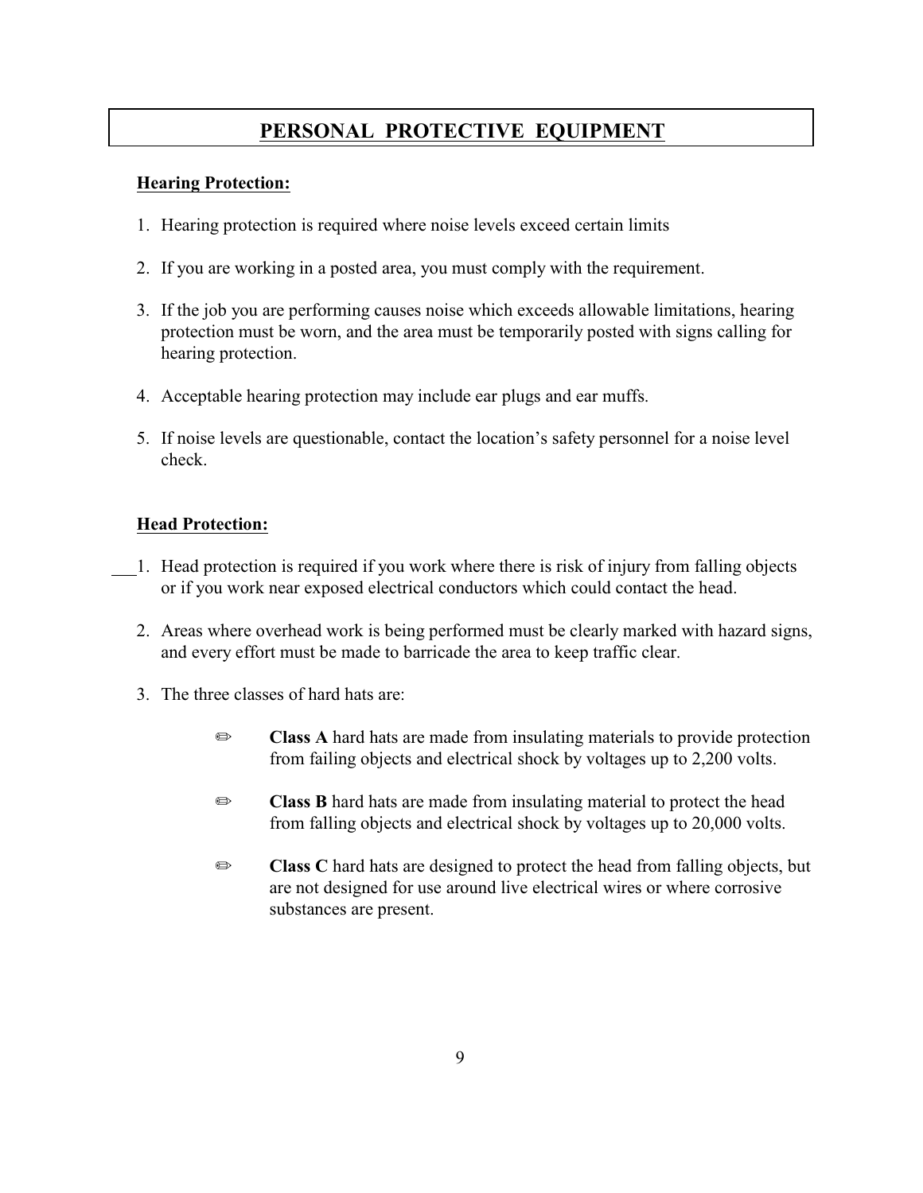# PERSONAL PROTECTIVE EQUIPMENT

**Hearing Protection:**

1. Hearing protection is required where noise levels exceed certain limits
2. If you are working in a posted area, you must comply with the requirement.
3. If the job you are performing causes noise which exceeds allowable limitations, hearing protection must be worn, and the area must be temporarily posted with signs calling for hearing protection.
4. Acceptable hearing protection may include ear plugs and ear muffs.
5. If noise levels are questionable, contact the location's safety personnel for a noise level check.

**Head Protection:**

1. Head protection is required if you work where there is risk of injury from falling objects or if you work near exposed electrical conductors which could contact the head.
2. Areas where overhead work is being performed must be clearly marked with hazard signs, and every effort must be made to barricade the area to keep traffic clear.
3. The three classes of hard hats are:
   - **Class A** hard hats are made from insulating materials to provide protection from failing objects and electrical shock by voltages up to 2,200 volts.
   - **Class B** hard hats are made from insulating material to protect the head from falling objects and electrical shock by voltages up to 20,000 volts.
   - **Class C** hard hats are designed to protect the head from falling objects, but are not designed for use around live electrical wires or where corrosive substances are present.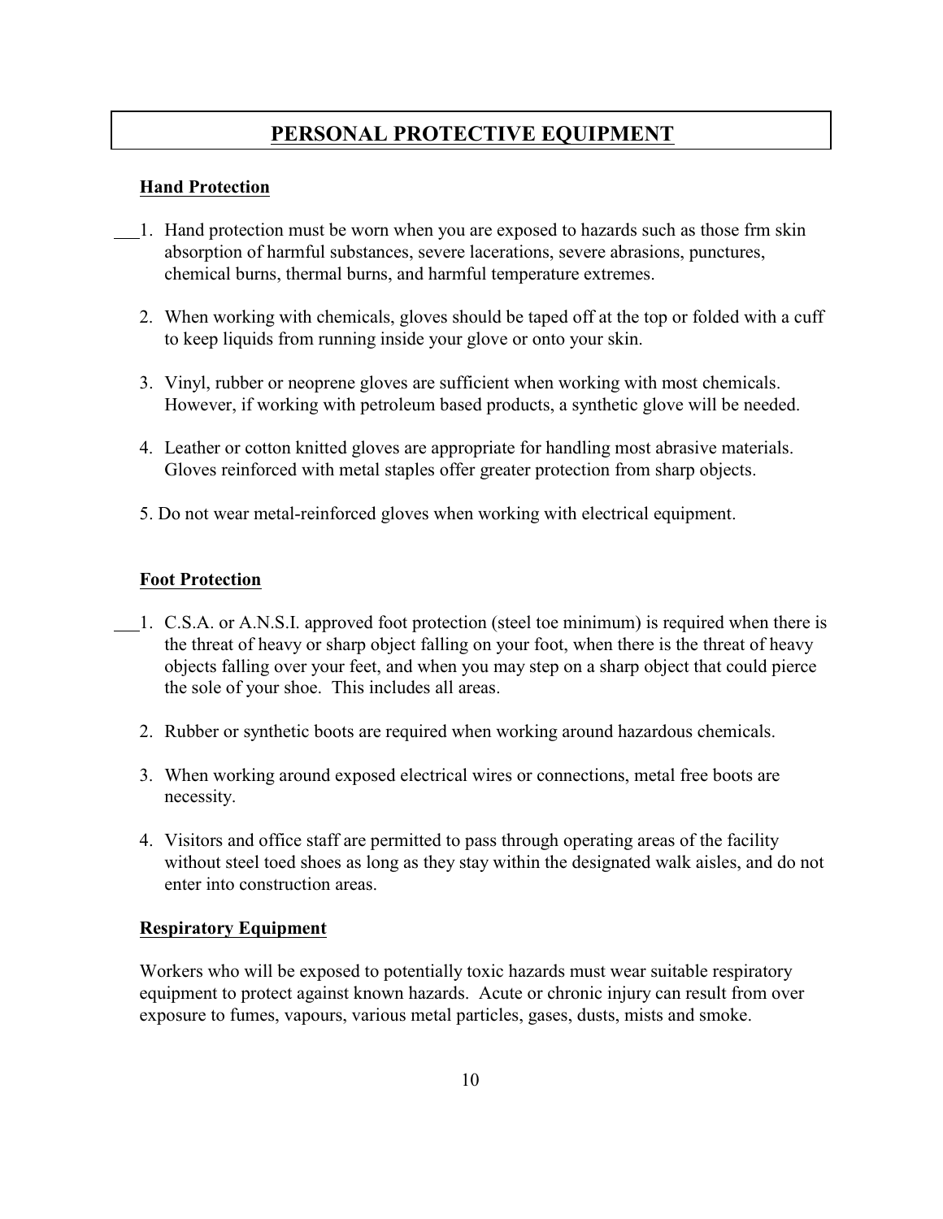# PERSONAL PROTECTIVE EQUIPMENT

**Hand Protection**

___1. Hand protection must be worn when you are exposed to hazards such as those frm skin absorption of harmful substances, severe lacerations, severe abrasions, punctures, chemical burns, thermal burns, and harmful temperature extremes.

2. When working with chemicals, gloves should be taped off at the top or folded with a cuff to keep liquids from running inside your glove or onto your skin.

3. Vinyl, rubber or neoprene gloves are sufficient when working with most chemicals. However, if working with petroleum based products, a synthetic glove will be needed.

4. Leather or cotton knitted gloves are appropriate for handling most abrasive materials. Gloves reinforced with metal staples offer greater protection from sharp objects.

5. Do not wear metal-reinforced gloves when working with electrical equipment.

**Foot Protection**

___1. C.S.A. or A.N.S.I. approved foot protection (steel toe minimum) is required when there is the threat of heavy or sharp object falling on your foot, when there is the threat of heavy objects falling over your feet, and when you may step on a sharp object that could pierce the sole of your shoe. This includes all areas.

2. Rubber or synthetic boots are required when working around hazardous chemicals.

3. When working around exposed electrical wires or connections, metal free boots are necessity.

4. Visitors and office staff are permitted to pass through operating areas of the facility without steel toed shoes as long as they stay within the designated walk aisles, and do not enter into construction areas.

**Respiratory Equipment**

Workers who will be exposed to potentially toxic hazards must wear suitable respiratory equipment to protect against known hazards. Acute or chronic injury can result from over exposure to fumes, vapours, various metal particles, gases, dusts, mists and smoke.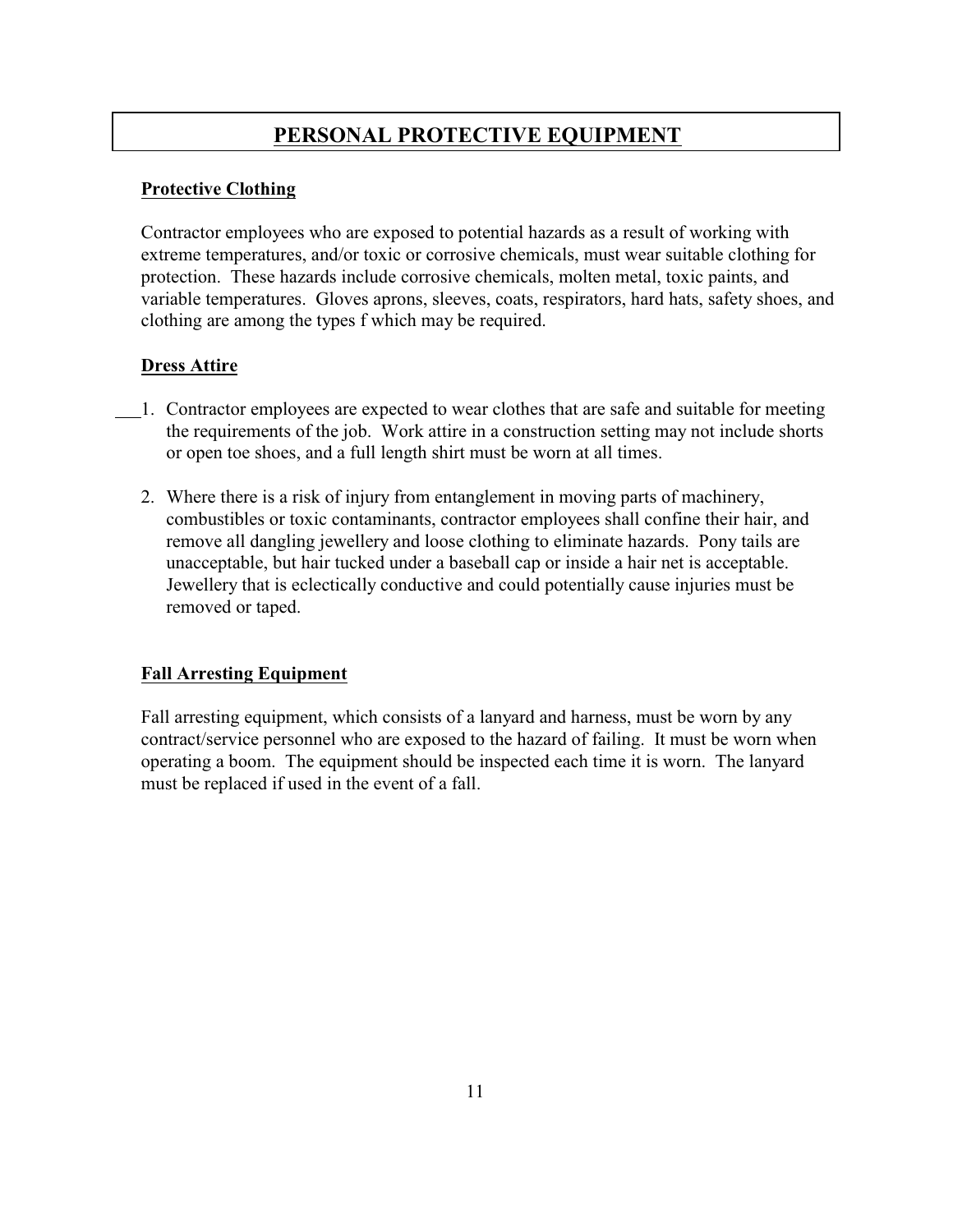# PERSONAL PROTECTIVE EQUIPMENT

## Protective Clothing

Contractor employees who are exposed to potential hazards as a result of working with extreme temperatures, and/or toxic or corrosive chemicals, must wear suitable clothing for protection. These hazards include corrosive chemicals, molten metal, toxic paints, and variable temperatures. Gloves aprons, sleeves, coats, respirators, hard hats, safety shoes, and clothing are among the types f which may be required.

## Dress Attire

1. Contractor employees are expected to wear clothes that are safe and suitable for meeting the requirements of the job. Work attire in a construction setting may not include shorts or open toe shoes, and a full length shirt must be worn at all times.

2. Where there is a risk of injury from entanglement in moving parts of machinery, combustibles or toxic contaminants, contractor employees shall confine their hair, and remove all dangling jewellery and loose clothing to eliminate hazards. Pony tails are unacceptable, but hair tucked under a baseball cap or inside a hair net is acceptable. Jewellery that is eclectically conductive and could potentially cause injuries must be removed or taped.

## Fall Arresting Equipment

Fall arresting equipment, which consists of a lanyard and harness, must be worn by any contract/service personnel who are exposed to the hazard of failing. It must be worn when operating a boom. The equipment should be inspected each time it is worn. The lanyard must be replaced if used in the event of a fall.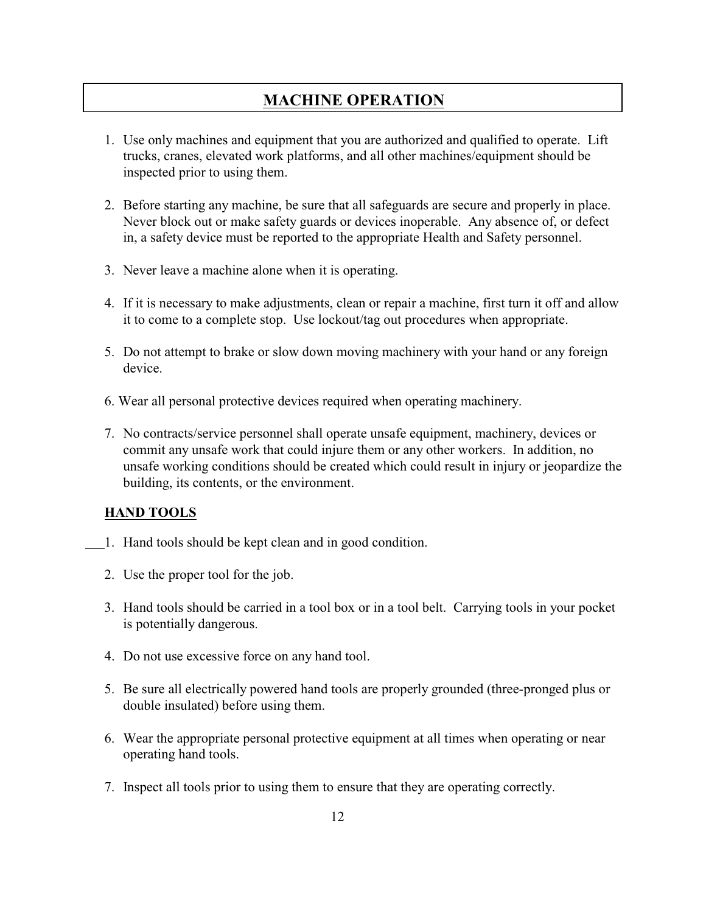# MACHINE OPERATION

1. Use only machines and equipment that you are authorized and qualified to operate. Lift trucks, cranes, elevated work platforms, and all other machines/equipment should be inspected prior to using them.

2. Before starting any machine, be sure that all safeguards are secure and properly in place. Never block out or make safety guards or devices inoperable. Any absence of, or defect in, a safety device must be reported to the appropriate Health and Safety personnel.

3. Never leave a machine alone when it is operating.

4. If it is necessary to make adjustments, clean or repair a machine, first turn it off and allow it to come to a complete stop. Use lockout/tag out procedures when appropriate.

5. Do not attempt to brake or slow down moving machinery with your hand or any foreign device.

6. Wear all personal protective devices required when operating machinery.

7. No contracts/service personnel shall operate unsafe equipment, machinery, devices or commit any unsafe work that could injure them or any other workers. In addition, no unsafe working conditions should be created which could result in injury or jeopardize the building, its contents, or the environment.

## HAND TOOLS

1. Hand tools should be kept clean and in good condition.

2. Use the proper tool for the job.

3. Hand tools should be carried in a tool box or in a tool belt. Carrying tools in your pocket is potentially dangerous.

4. Do not use excessive force on any hand tool.

5. Be sure all electrically powered hand tools are properly grounded (three-pronged plus or double insulated) before using them.

6. Wear the appropriate personal protective equipment at all times when operating or near operating hand tools.

7. Inspect all tools prior to using them to ensure that they are operating correctly.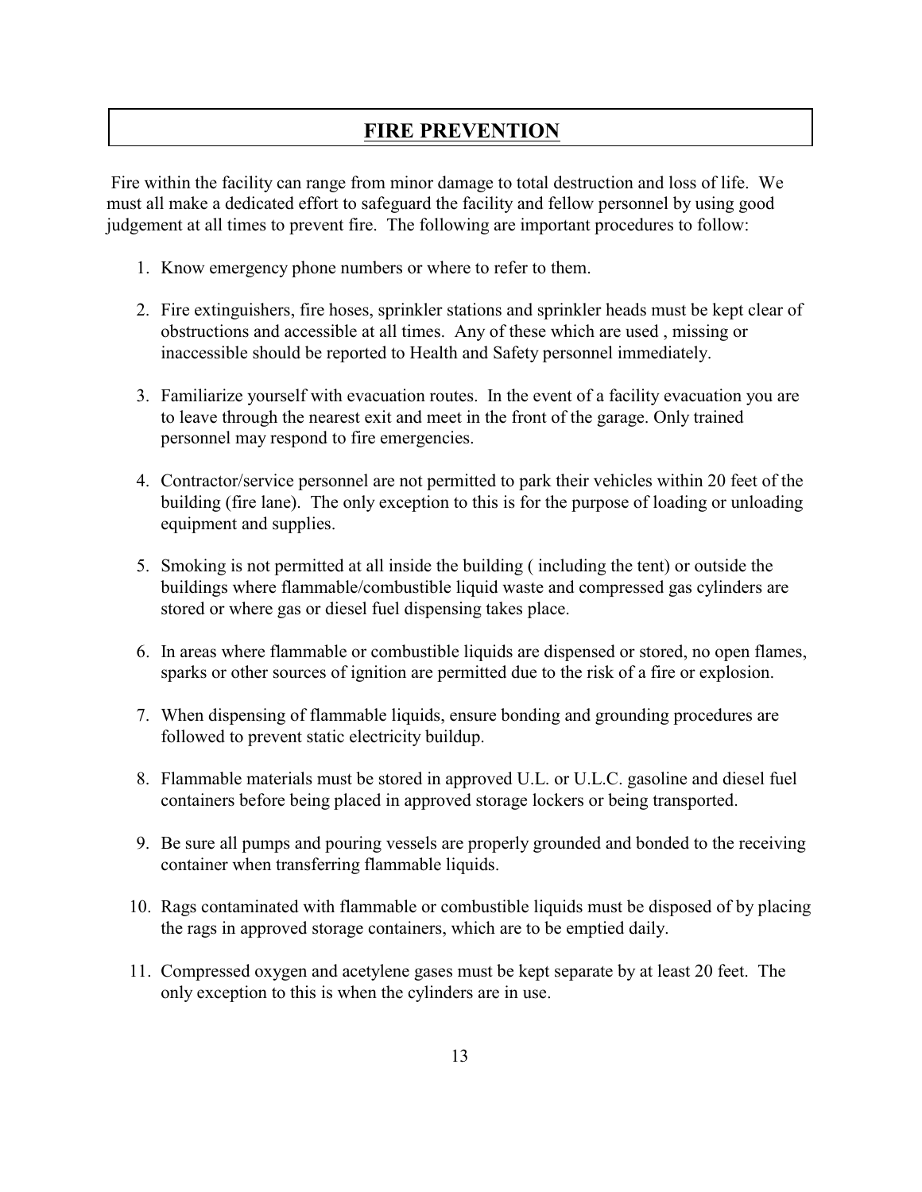# FIRE PREVENTION

Fire within the facility can range from minor damage to total destruction and loss of life. We must all make a dedicated effort to safeguard the facility and fellow personnel by using good judgement at all times to prevent fire. The following are important procedures to follow:

1. Know emergency phone numbers or where to refer to them.
2. Fire extinguishers, fire hoses, sprinkler stations and sprinkler heads must be kept clear of obstructions and accessible at all times. Any of these which are used , missing or inaccessible should be reported to Health and Safety personnel immediately.
3. Familiarize yourself with evacuation routes. In the event of a facility evacuation you are to leave through the nearest exit and meet in the front of the garage. Only trained personnel may respond to fire emergencies.
4. Contractor/service personnel are not permitted to park their vehicles within 20 feet of the building (fire lane). The only exception to this is for the purpose of loading or unloading equipment and supplies.
5. Smoking is not permitted at all inside the building ( including the tent) or outside the buildings where flammable/combustible liquid waste and compressed gas cylinders are stored or where gas or diesel fuel dispensing takes place.
6. In areas where flammable or combustible liquids are dispensed or stored, no open flames, sparks or other sources of ignition are permitted due to the risk of a fire or explosion.
7. When dispensing of flammable liquids, ensure bonding and grounding procedures are followed to prevent static electricity buildup.
8. Flammable materials must be stored in approved U.L. or U.L.C. gasoline and diesel fuel containers before being placed in approved storage lockers or being transported.
9. Be sure all pumps and pouring vessels are properly grounded and bonded to the receiving container when transferring flammable liquids.
10. Rags contaminated with flammable or combustible liquids must be disposed of by placing the rags in approved storage containers, which are to be emptied daily.
11. Compressed oxygen and acetylene gases must be kept separate by at least 20 feet. The only exception to this is when the cylinders are in use.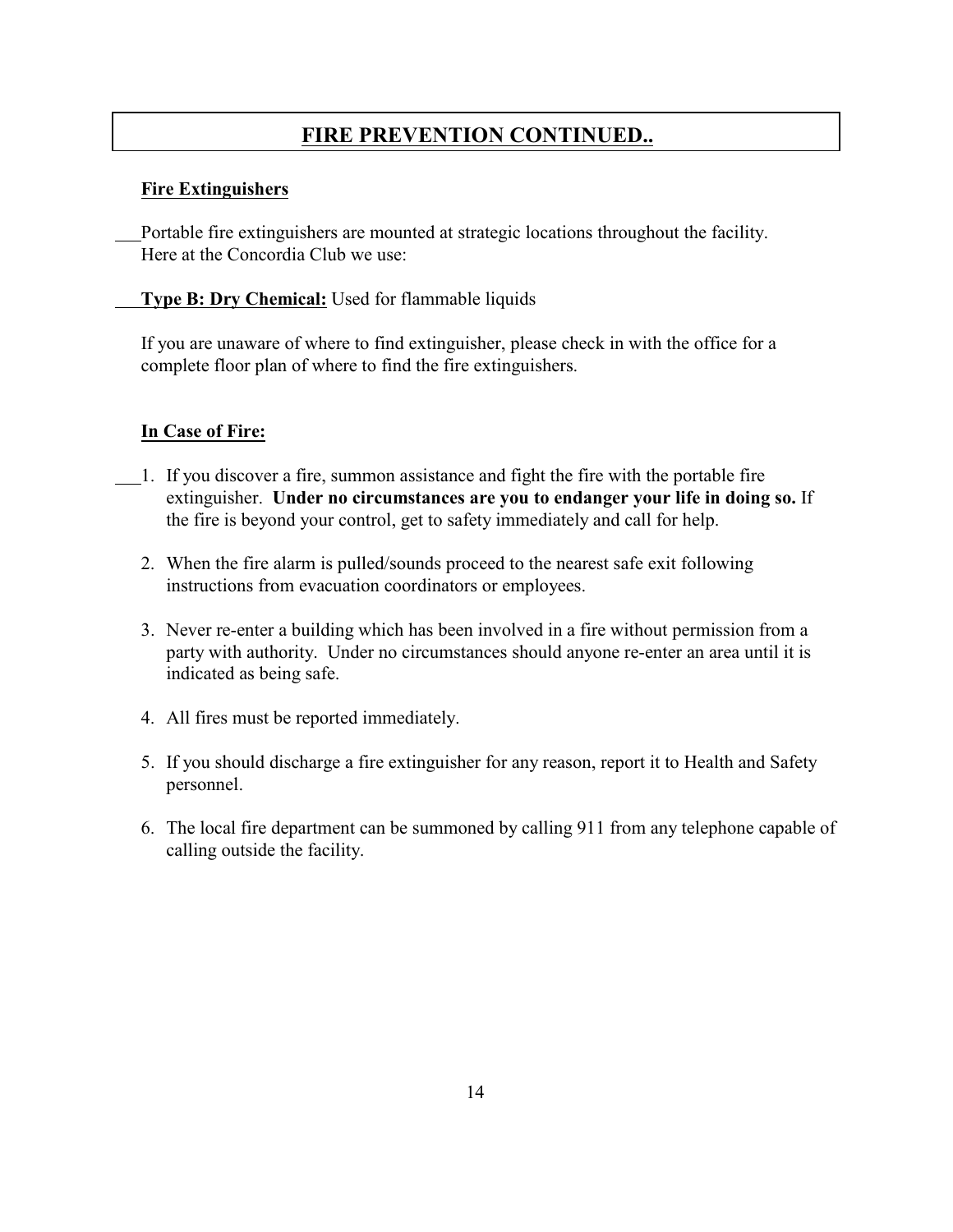## FIRE PREVENTION CONTINUED..

**Fire Extinguishers**

___Portable fire extinguishers are mounted at strategic locations throughout the facility. Here at the Concordia Club we use:

**Type B: Dry Chemical:** Used for flammable liquids

If you are unaware of where to find extinguisher, please check in with the office for a complete floor plan of where to find the fire extinguishers.

**In Case of Fire:**

1. If you discover a fire, summon assistance and fight the fire with the portable fire extinguisher. **Under no circumstances are you to endanger your life in doing so.** If the fire is beyond your control, get to safety immediately and call for help.
2. When the fire alarm is pulled/sounds proceed to the nearest safe exit following instructions from evacuation coordinators or employees.
3. Never re-enter a building which has been involved in a fire without permission from a party with authority. Under no circumstances should anyone re-enter an area until it is indicated as being safe.
4. All fires must be reported immediately.
5. If you should discharge a fire extinguisher for any reason, report it to Health and Safety personnel.
6. The local fire department can be summoned by calling 911 from any telephone capable of calling outside the facility.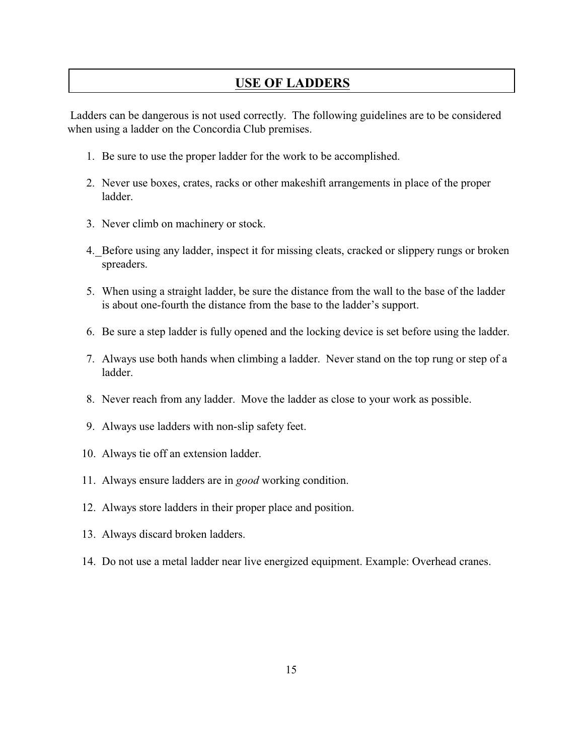# USE OF LADDERS

Ladders can be dangerous is not used correctly. The following guidelines are to be considered when using a ladder on the Concordia Club premises.

1. Be sure to use the proper ladder for the work to be accomplished.
2. Never use boxes, crates, racks or other makeshift arrangements in place of the proper ladder.
3. Never climb on machinery or stock.
4. Before using any ladder, inspect it for missing cleats, cracked or slippery rungs or broken spreaders.
5. When using a straight ladder, be sure the distance from the wall to the base of the ladder is about one-fourth the distance from the base to the ladder's support.
6. Be sure a step ladder is fully opened and the locking device is set before using the ladder.
7. Always use both hands when climbing a ladder. Never stand on the top rung or step of a ladder.
8. Never reach from any ladder. Move the ladder as close to your work as possible.
9. Always use ladders with non-slip safety feet.
10. Always tie off an extension ladder.
11. Always ensure ladders are in *good* working condition.
12. Always store ladders in their proper place and position.
13. Always discard broken ladders.
14. Do not use a metal ladder near live energized equipment. Example: Overhead cranes.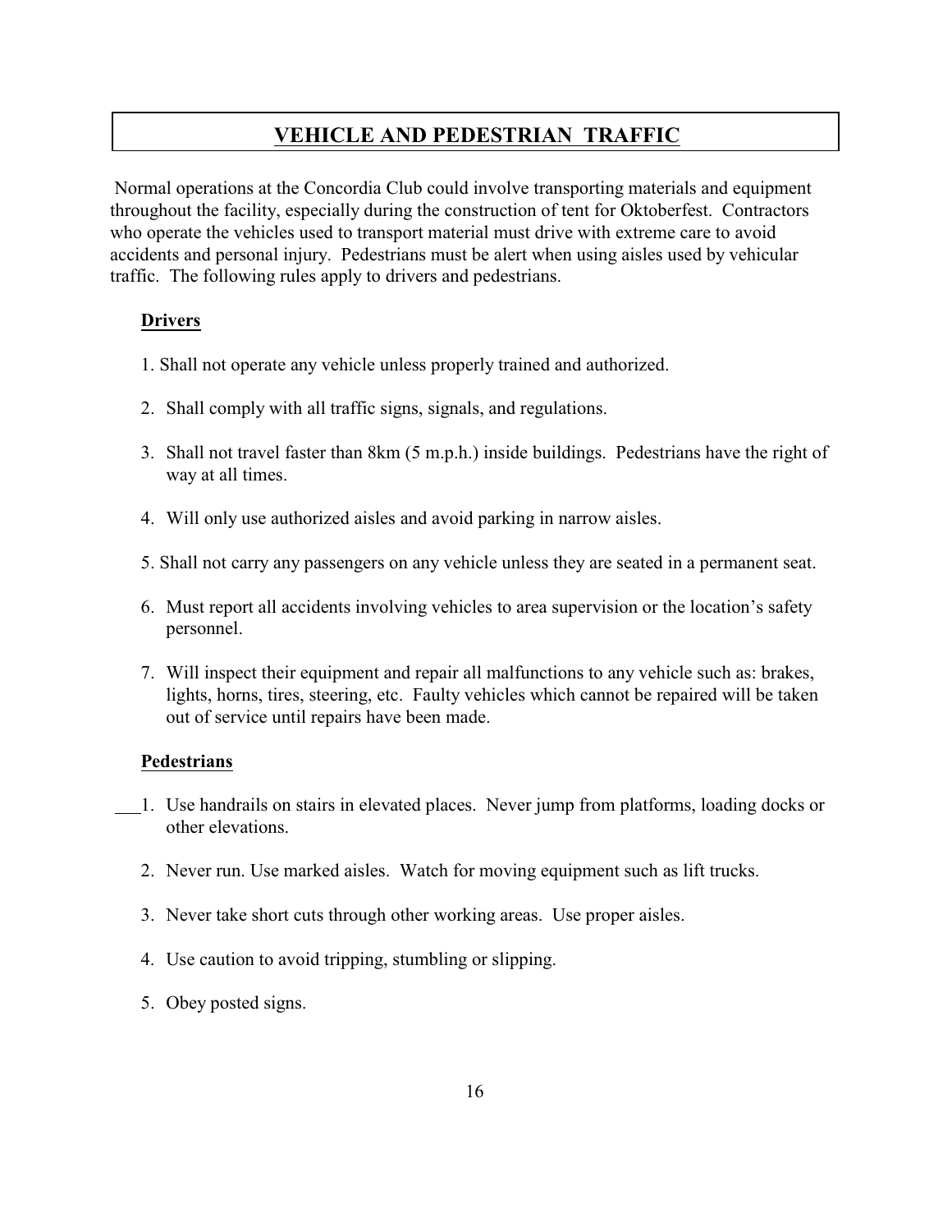# VEHICLE AND PEDESTRIAN TRAFFIC

Normal operations at the Concordia Club could involve transporting materials and equipment throughout the facility, especially during the construction of tent for Oktoberfest. Contractors who operate the vehicles used to transport material must drive with extreme care to avoid accidents and personal injury. Pedestrians must be alert when using aisles used by vehicular traffic. The following rules apply to drivers and pedestrians.

**Drivers**

1. Shall not operate any vehicle unless properly trained and authorized.
2. Shall comply with all traffic signs, signals, and regulations.
3. Shall not travel faster than 8km (5 m.p.h.) inside buildings. Pedestrians have the right of way at all times.
4. Will only use authorized aisles and avoid parking in narrow aisles.
5. Shall not carry any passengers on any vehicle unless they are seated in a permanent seat.
6. Must report all accidents involving vehicles to area supervision or the location's safety personnel.
7. Will inspect their equipment and repair all malfunctions to any vehicle such as: brakes, lights, horns, tires, steering, etc. Faulty vehicles which cannot be repaired will be taken out of service until repairs have been made.

**Pedestrians**

1. Use handrails on stairs in elevated places. Never jump from platforms, loading docks or other elevations.
2. Never run. Use marked aisles. Watch for moving equipment such as lift trucks.
3. Never take short cuts through other working areas. Use proper aisles.
4. Use caution to avoid tripping, stumbling or slipping.
5. Obey posted signs.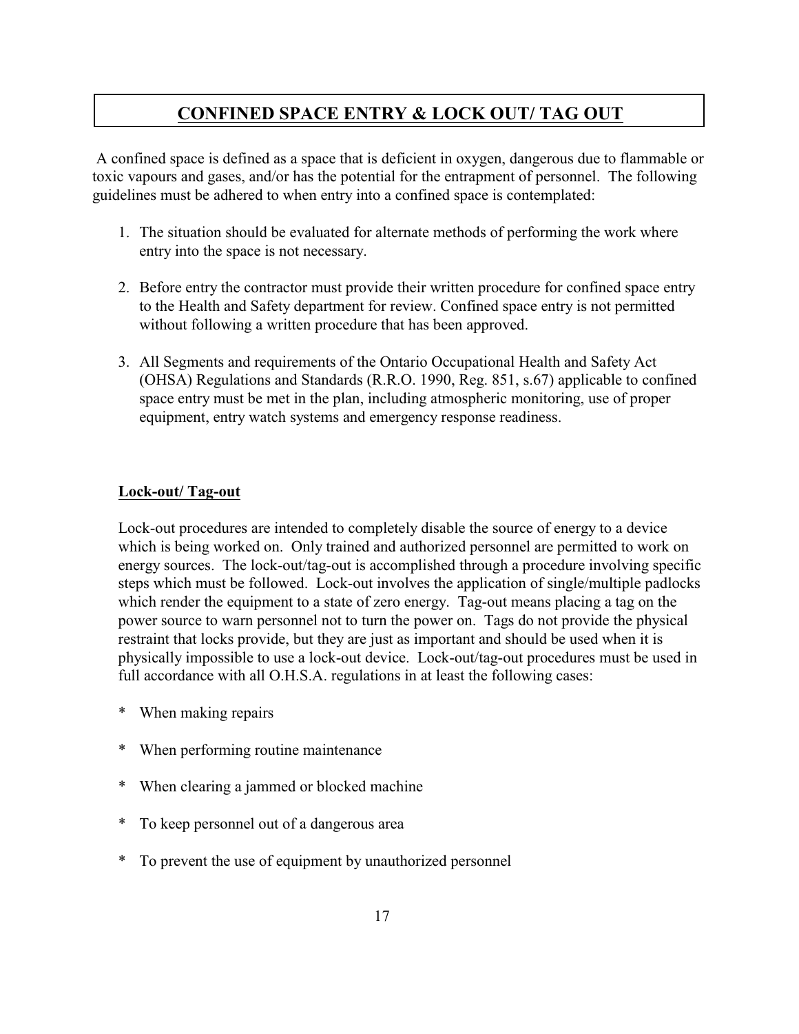## CONFINED SPACE ENTRY & LOCK OUT/ TAG OUT

A confined space is defined as a space that is deficient in oxygen, dangerous due to flammable or toxic vapours and gases, and/or has the potential for the entrapment of personnel. The following guidelines must be adhered to when entry into a confined space is contemplated:

1. The situation should be evaluated for alternate methods of performing the work where entry into the space is not necessary.

2. Before entry the contractor must provide their written procedure for confined space entry to the Health and Safety department for review. Confined space entry is not permitted without following a written procedure that has been approved.

3. All Segments and requirements of the Ontario Occupational Health and Safety Act (OHSA) Regulations and Standards (R.R.O. 1990, Reg. 851, s.67) applicable to confined space entry must be met in the plan, including atmospheric monitoring, use of proper equipment, entry watch systems and emergency response readiness.

### Lock-out/ Tag-out

Lock-out procedures are intended to completely disable the source of energy to a device which is being worked on. Only trained and authorized personnel are permitted to work on energy sources. The lock-out/tag-out is accomplished through a procedure involving specific steps which must be followed. Lock-out involves the application of single/multiple padlocks which render the equipment to a state of zero energy. Tag-out means placing a tag on the power source to warn personnel not to turn the power on. Tags do not provide the physical restraint that locks provide, but they are just as important and should be used when it is physically impossible to use a lock-out device. Lock-out/tag-out procedures must be used in full accordance with all O.H.S.A. regulations in at least the following cases:

* When making repairs
* When performing routine maintenance
* When clearing a jammed or blocked machine
* To keep personnel out of a dangerous area
* To prevent the use of equipment by unauthorized personnel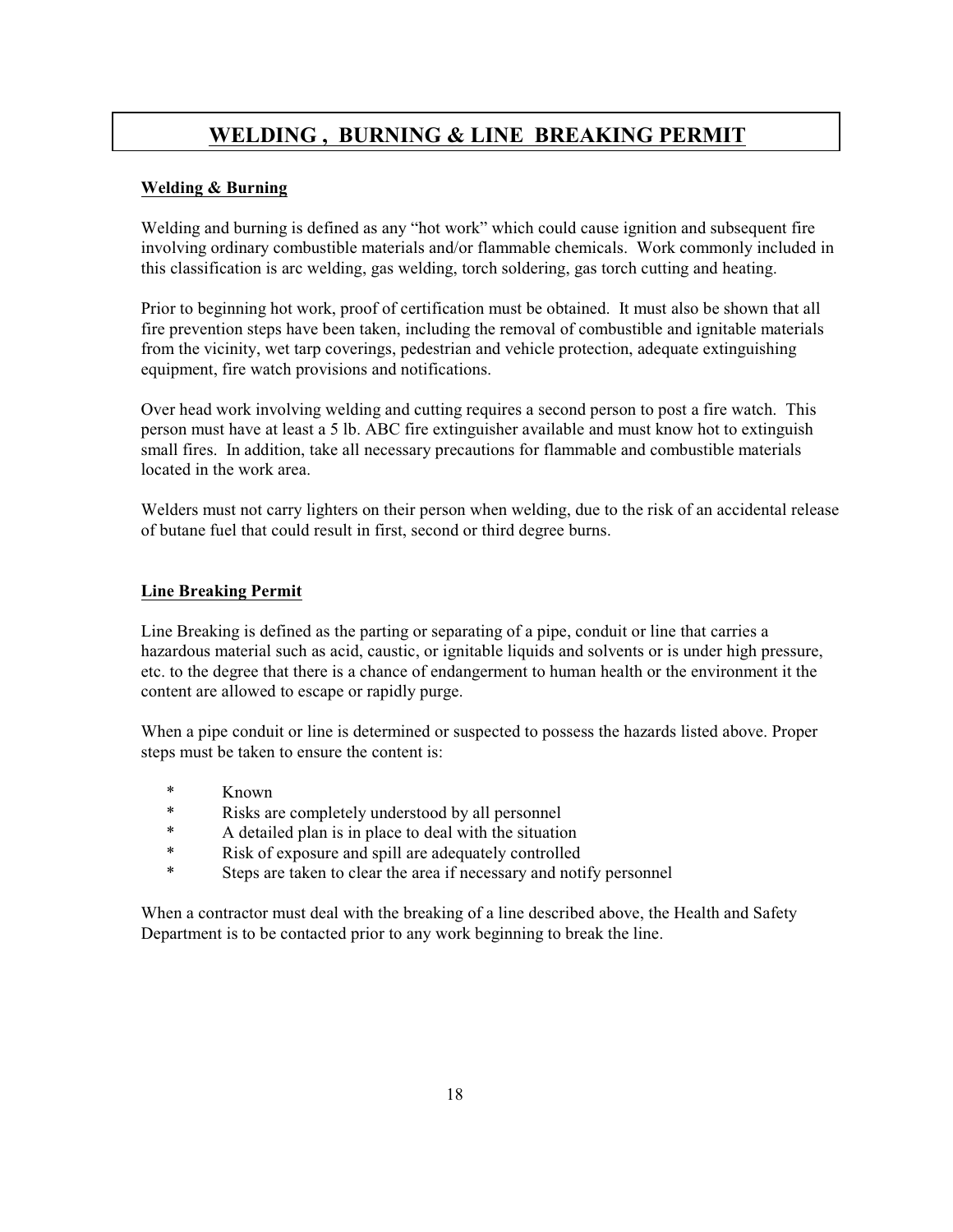# WELDING , BURNING & LINE BREAKING PERMIT

**Welding & Burning**

Welding and burning is defined as any "hot work" which could cause ignition and subsequent fire involving ordinary combustible materials and/or flammable chemicals. Work commonly included in this classification is arc welding, gas welding, torch soldering, gas torch cutting and heating.

Prior to beginning hot work, proof of certification must be obtained. It must also be shown that all fire prevention steps have been taken, including the removal of combustible and ignitable materials from the vicinity, wet tarp coverings, pedestrian and vehicle protection, adequate extinguishing equipment, fire watch provisions and notifications.

Over head work involving welding and cutting requires a second person to post a fire watch. This person must have at least a 5 lb. ABC fire extinguisher available and must know hot to extinguish small fires. In addition, take all necessary precautions for flammable and combustible materials located in the work area.

Welders must not carry lighters on their person when welding, due to the risk of an accidental release of butane fuel that could result in first, second or third degree burns.

**Line Breaking Permit**

Line Breaking is defined as the parting or separating of a pipe, conduit or line that carries a hazardous material such as acid, caustic, or ignitable liquids and solvents or is under high pressure, etc. to the degree that there is a chance of endangerment to human health or the environment it the content are allowed to escape or rapidly purge.

When a pipe conduit or line is determined or suspected to possess the hazards listed above. Proper steps must be taken to ensure the content is:

* Known
* Risks are completely understood by all personnel
* A detailed plan is in place to deal with the situation
* Risk of exposure and spill are adequately controlled
* Steps are taken to clear the area if necessary and notify personnel

When a contractor must deal with the breaking of a line described above, the Health and Safety Department is to be contacted prior to any work beginning to break the line.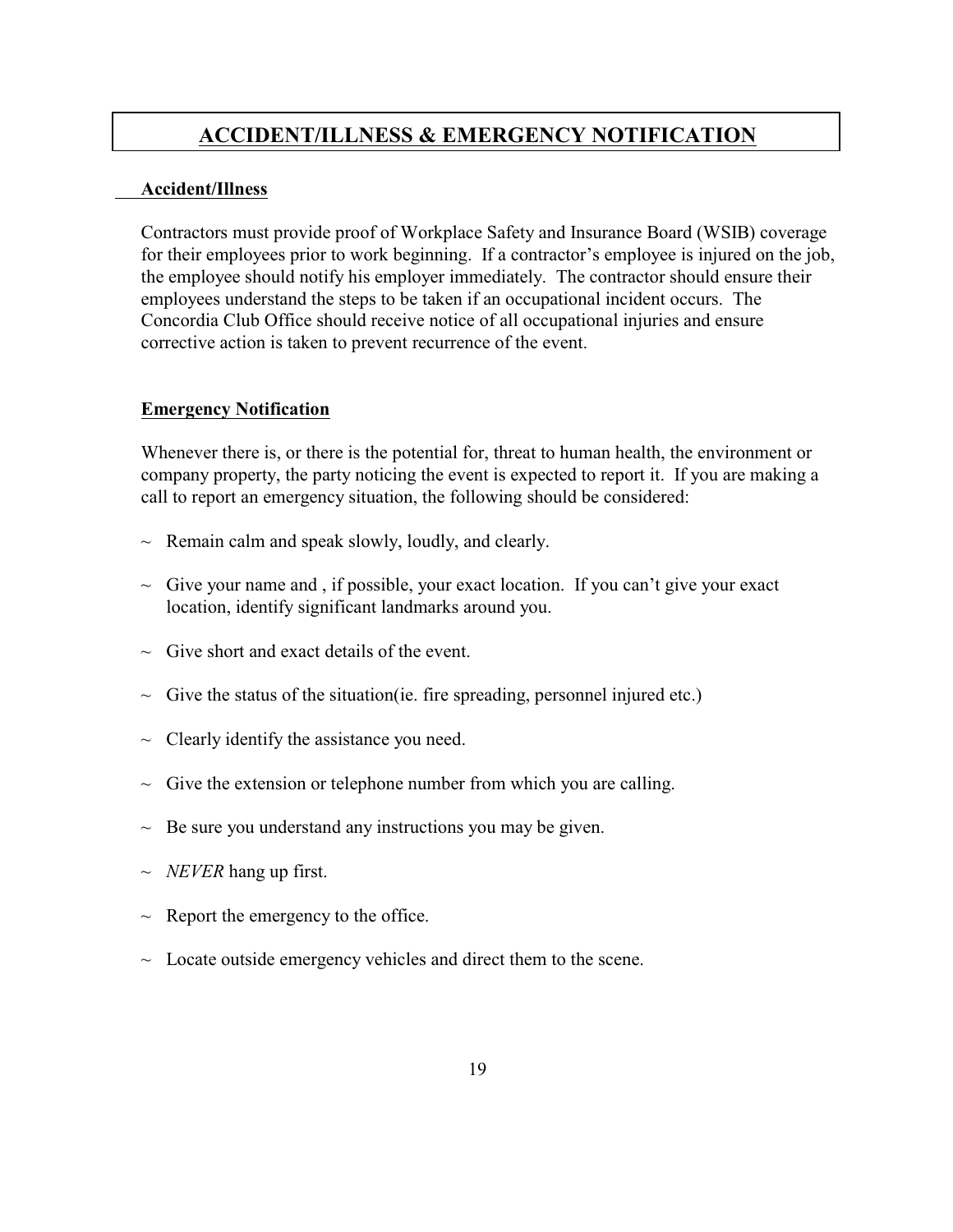# ACCIDENT/ILLNESS & EMERGENCY NOTIFICATION

## Accident/Illness

Contractors must provide proof of Workplace Safety and Insurance Board (WSIB) coverage for their employees prior to work beginning. If a contractor's employee is injured on the job, the employee should notify his employer immediately. The contractor should ensure their employees understand the steps to be taken if an occupational incident occurs. The Concordia Club Office should receive notice of all occupational injuries and ensure corrective action is taken to prevent recurrence of the event.

## Emergency Notification

Whenever there is, or there is the potential for, threat to human health, the environment or company property, the party noticing the event is expected to report it. If you are making a call to report an emergency situation, the following should be considered:

~ Remain calm and speak slowly, loudly, and clearly.

~ Give your name and , if possible, your exact location. If you can't give your exact location, identify significant landmarks around you.

~ Give short and exact details of the event.

~ Give the status of the situation(ie. fire spreading, personnel injured etc.)

~ Clearly identify the assistance you need.

~ Give the extension or telephone number from which you are calling.

~ Be sure you understand any instructions you may be given.

~ *NEVER* hang up first.

~ Report the emergency to the office.

~ Locate outside emergency vehicles and direct them to the scene.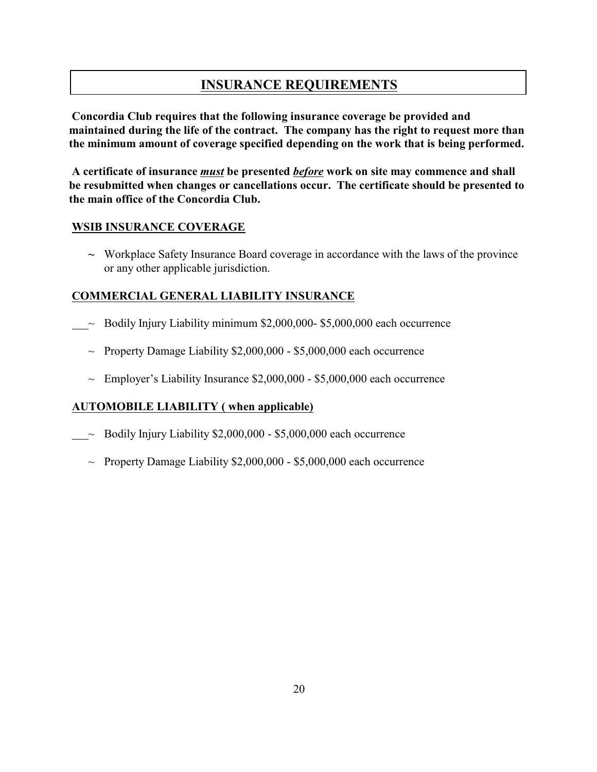# INSURANCE REQUIREMENTS

**Concordia Club requires that the following insurance coverage be provided and maintained during the life of the contract. The company has the right to request more than the minimum amount of coverage specified depending on the work that is being performed.**

**A certificate of insurance *must* be presented *before* work on site may commence and shall be resubmitted when changes or cancellations occur. The certificate should be presented to the main office of the Concordia Club.**

## WSIB INSURANCE COVERAGE

~ Workplace Safety Insurance Board coverage in accordance with the laws of the province or any other applicable jurisdiction.

## COMMERCIAL GENERAL LIABILITY INSURANCE

~ Bodily Injury Liability minimum $2,000,000- $5,000,000 each occurrence

~ Property Damage Liability $2,000,000 - $5,000,000 each occurrence

~ Employer's Liability Insurance $2,000,000 - $5,000,000 each occurrence

## AUTOMOBILE LIABILITY ( when applicable)

~ Bodily Injury Liability $2,000,000 - $5,000,000 each occurrence

~ Property Damage Liability $2,000,000 - $5,000,000 each occurrence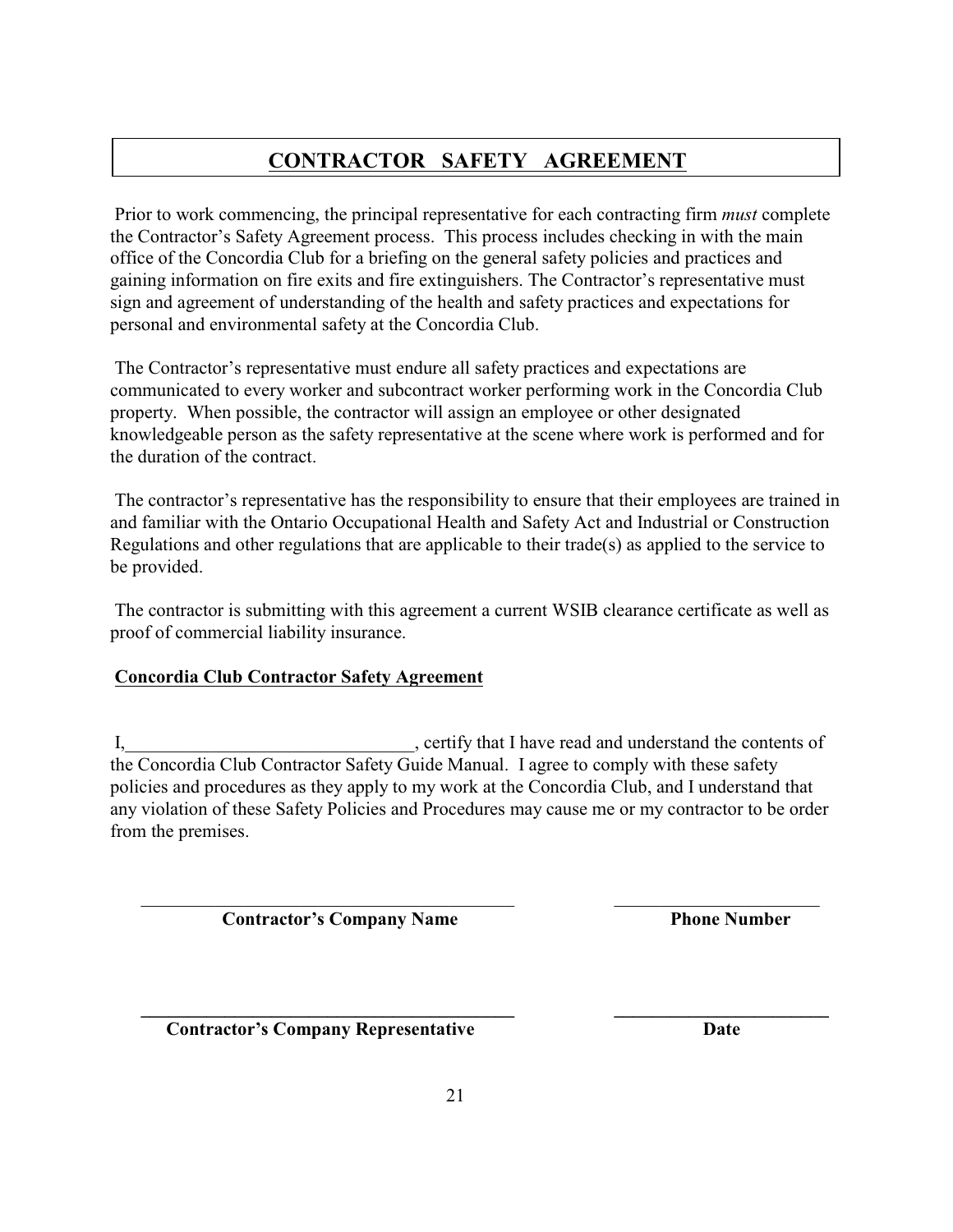# CONTRACTOR SAFETY AGREEMENT

Prior to work commencing, the principal representative for each contracting firm *must* complete the Contractor's Safety Agreement process. This process includes checking in with the main office of the Concordia Club for a briefing on the general safety policies and practices and gaining information on fire exits and fire extinguishers. The Contractor's representative must sign and agreement of understanding of the health and safety practices and expectations for personal and environmental safety at the Concordia Club.

The Contractor's representative must endure all safety practices and expectations are communicated to every worker and subcontract worker performing work in the Concordia Club property. When possible, the contractor will assign an employee or other designated knowledgeable person as the safety representative at the scene where work is performed and for the duration of the contract.

The contractor's representative has the responsibility to ensure that their employees are trained in and familiar with the Ontario Occupational Health and Safety Act and Industrial or Construction Regulations and other regulations that are applicable to their trade(s) as applied to the service to be provided.

The contractor is submitting with this agreement a current WSIB clearance certificate as well as proof of commercial liability insurance.

**Concordia Club Contractor Safety Agreement**

I,_______________________________, certify that I have read and understand the contents of the Concordia Club Contractor Safety Guide Manual. I agree to comply with these safety policies and procedures as they apply to my work at the Concordia Club, and I understand that any violation of these Safety Policies and Procedures may cause me or my contractor to be order from the premises.

__________________________________________ ______________________

**Contractor's Company Name** **Phone Number**

__________________________________________ ______________________

**Contractor's Company Representative** **Date**